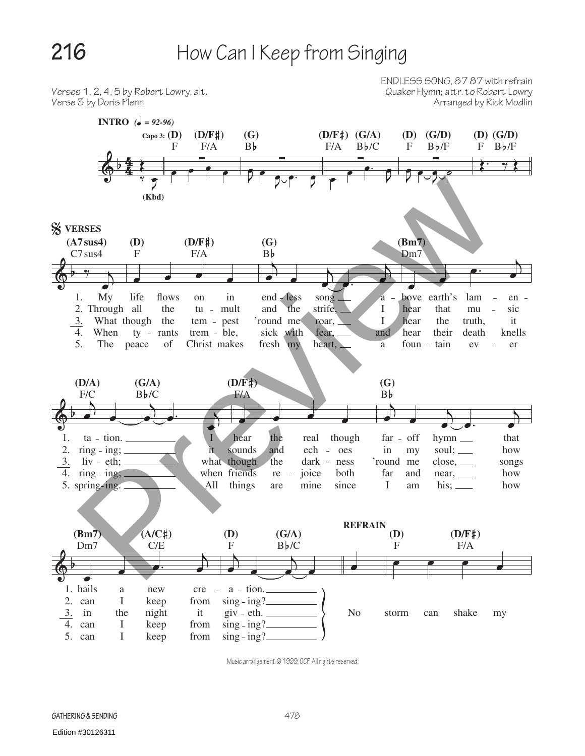# 216 How Can I Keep from Singing

Verses 1, 2, 4, 5 by Robert Lowry, alt.
Verse 3 by Doris Plenn

ENDLESS SONG, 87 87 with refrain
Quaker Hymn; attr. to Robert Lowry
Arranged by Rick Modlin

**INTRO** (♩ = 92-96)

Capo 3: (D) F (D/F♯) F/A (G) B♭ (D/F♯) F/A (G/A) B♭/C (D) F (G/D) B♭/F (D) F (G/D) B♭/F

(Kbd)

**VERSES**

(A7sus4) C7sus4 (D) F (D/F♯) F/A (G) B♭ (Bm7) Dm7

1. My life flows on in end - less song a - bove earth's lam - en -
2. Through all the tu - mult and the strife, I hear that mu - sic
3. What though the tem - pest 'round me roar, I hear the truth, it
4. When ty - rants trem - ble, sick with fear, and hear their death knells
5. The peace of Christ makes fresh my heart, a foun - tain ev - er

(D/A) F/C (G/A) B♭/C (D/F♯) F/A (G) B♭

1. ta - tion. I hear the real though far - off hymn that
2. ring - ing; it sounds and ech - oes in my soul; how
3. liv - eth; what though the dark - ness 'round me close, songs
4. ring - ing; when friends re - joice both far and near, how
5. spring - ing. All things are mine since I am his; how

(Bm7) Dm7 (A/C♯) C/E (D) F (G/A) B♭/C

1. hails a new cre - a - tion.
2. can I keep from sing - ing?
3. in the night it giv - eth.
4. can I keep from sing - ing?
5. can I keep from sing - ing?

**REFRAIN**

(D) F (D/F♯) F/A

No storm can shake my

Music arrangement © 1999, OCP. All rights reserved.

GATHERING & SENDING

Edition #30126311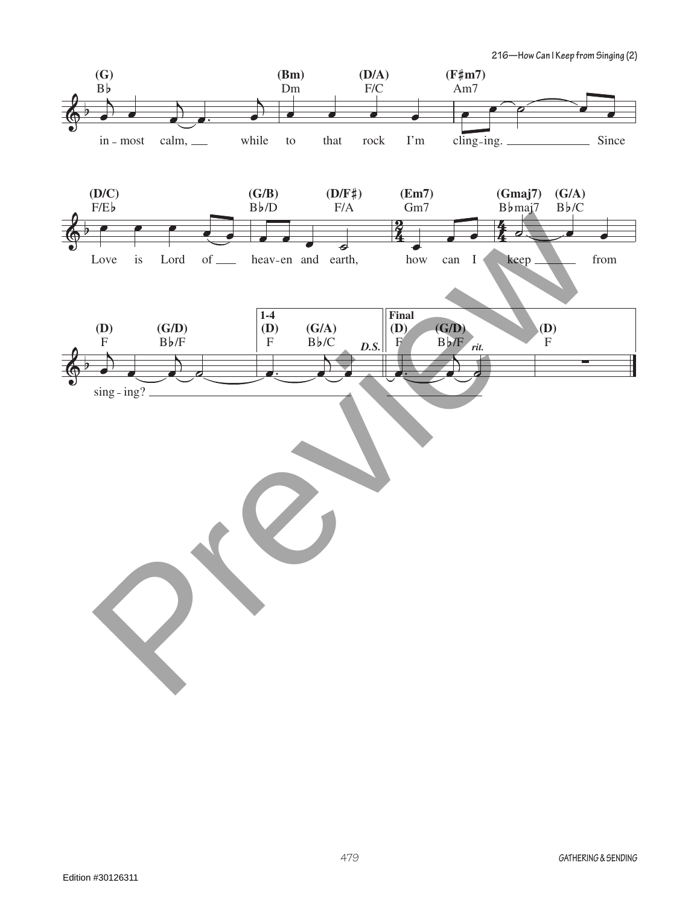in - most calm, while to that rock I'm cling - ing. Since

Love is Lord of heav - en and earth, how can I keep from

sing - ing?

1-4 D.S.

Final rit.